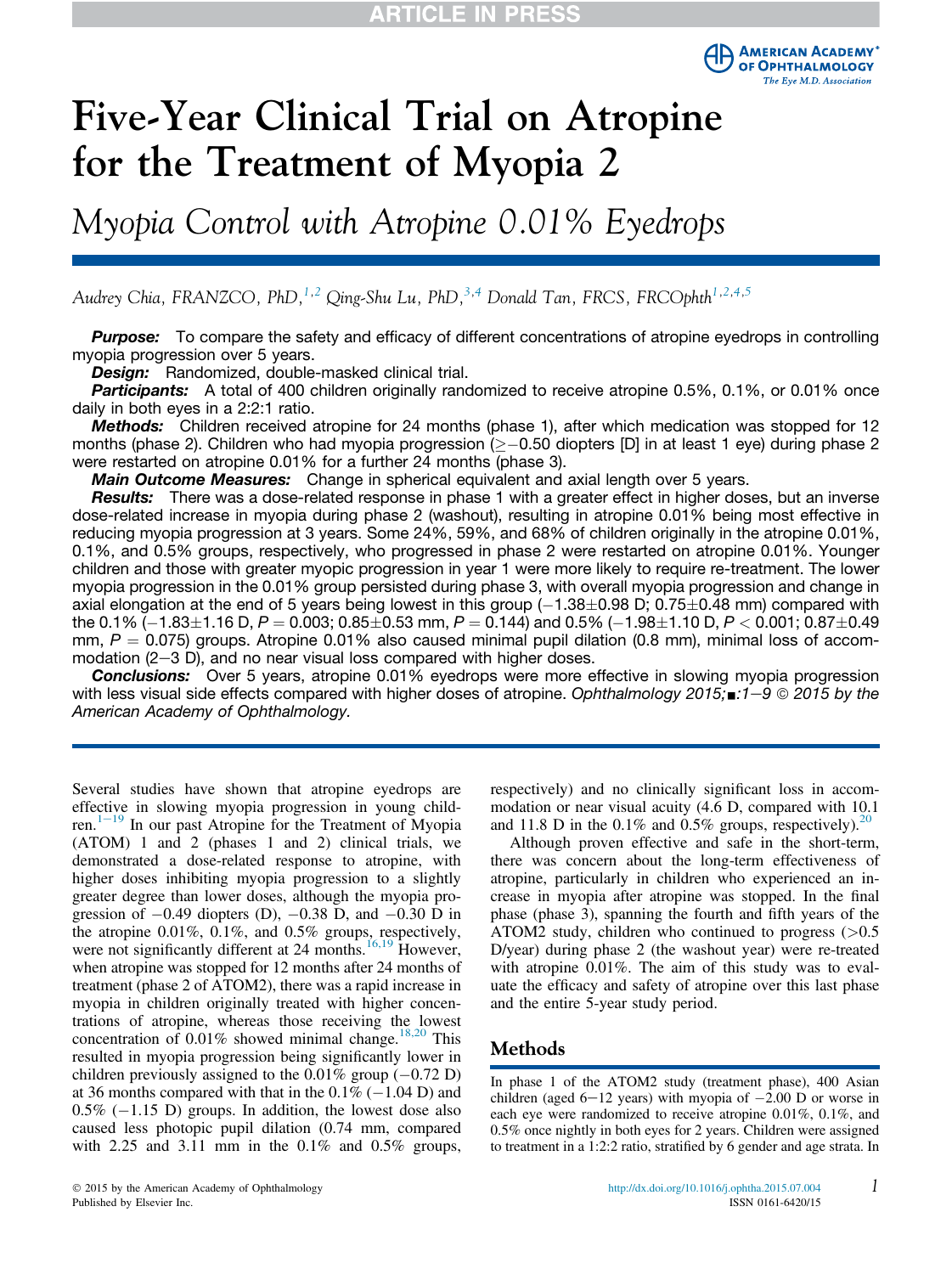# Five-Year Clinical Trial on Atropine for the Treatment of Myopia 2

## *Myopia Control with Atropine 0.01% Eyedrops*

*Audrey Chia, FRANZCO, PhD,[1,2] Qing-Shu Lu, PhD,[3,4] Donald Tan, FRCS, FRCOphth[1,2,4,5]*

***Purpose:*** To compare the safety and efficacy of different concentrations of atropine eyedrops in controlling myopia progression over 5 years.

***Design:*** Randomized, double-masked clinical trial.

***Participants:*** A total of 400 children originally randomized to receive atropine 0.5%, 0.1%, or 0.01% once daily in both eyes in a 2:2:1 ratio.

***Methods:*** Children received atropine for 24 months (phase 1), after which medication was stopped for 12 months (phase 2). Children who had myopia progression ($\geq -0.50$ diopters [D] in at least 1 eye) during phase 2 were restarted on atropine 0.01% for a further 24 months (phase 3).

***Main Outcome Measures:*** Change in spherical equivalent and axial length over 5 years.

***Results:*** There was a dose-related response in phase 1 with a greater effect in higher doses, but an inverse dose-related increase in myopia during phase 2 (washout), resulting in atropine 0.01% being most effective in reducing myopia progression at 3 years. Some 24%, 59%, and 68% of children originally in the atropine 0.01%, 0.1%, and 0.5% groups, respectively, who progressed in phase 2 were restarted on atropine 0.01%. Younger children and those with greater myopic progression in year 1 were more likely to require re-treatment. The lower myopia progression in the 0.01% group persisted during phase 3, with overall myopia progression and change in axial elongation at the end of 5 years being lowest in this group ($-1.38\pm0.98$ D; $0.75\pm0.48$ mm) compared with the 0.1% ($-1.83\pm1.16$ D, $P = 0.003$; $0.85\pm0.53$ mm, $P = 0.144$) and 0.5% ($-1.98\pm1.10$ D, $P < 0.001$; $0.87\pm0.49$ mm, $P = 0.075$) groups. Atropine 0.01% also caused minimal pupil dilation (0.8 mm), minimal loss of accommodation (2–3 D), and no near visual loss compared with higher doses.

***Conclusions:*** Over 5 years, atropine 0.01% eyedrops were more effective in slowing myopia progression with less visual side effects compared with higher doses of atropine. *Ophthalmology 2015;■:1–9 © 2015 by the American Academy of Ophthalmology.*

---

Several studies have shown that atropine eyedrops are effective in slowing myopia progression in young children.[1–19] In our past Atropine for the Treatment of Myopia (ATOM) 1 and 2 (phases 1 and 2) clinical trials, we demonstrated a dose-related response to atropine, with higher doses inhibiting myopia progression to a slightly greater degree than lower doses, although the myopia progression of −0.49 diopters (D), −0.38 D, and −0.30 D in the atropine 0.01%, 0.1%, and 0.5% groups, respectively, were not significantly different at 24 months.[16,19] However, when atropine was stopped for 12 months after 24 months of treatment (phase 2 of ATOM2), there was a rapid increase in myopia in children originally treated with higher concentrations of atropine, whereas those receiving the lowest concentration of 0.01% showed minimal change.[18,20] This resulted in myopia progression being significantly lower in children previously assigned to the 0.01% group (−0.72 D) at 36 months compared with that in the 0.1% (−1.04 D) and 0.5% (−1.15 D) groups. In addition, the lowest dose also caused less photopic pupil dilation (0.74 mm, compared with 2.25 and 3.11 mm in the 0.1% and 0.5% groups, respectively) and no clinically significant loss in accommodation or near visual acuity (4.6 D, compared with 10.1 and 11.8 D in the 0.1% and 0.5% groups, respectively).[20]

Although proven effective and safe in the short-term, there was concern about the long-term effectiveness of atropine, particularly in children who experienced an increase in myopia after atropine was stopped. In the final phase (phase 3), spanning the fourth and fifth years of the ATOM2 study, children who continued to progress (>0.5 D/year) during phase 2 (the washout year) were re-treated with atropine 0.01%. The aim of this study was to evaluate the efficacy and safety of atropine over this last phase and the entire 5-year study period.

## Methods

In phase 1 of the ATOM2 study (treatment phase), 400 Asian children (aged 6–12 years) with myopia of −2.00 D or worse in each eye were randomized to receive atropine 0.01%, 0.1%, and 0.5% once nightly in both eyes for 2 years. Children were assigned to treatment in a 1:2:2 ratio, stratified by 6 gender and age strata. In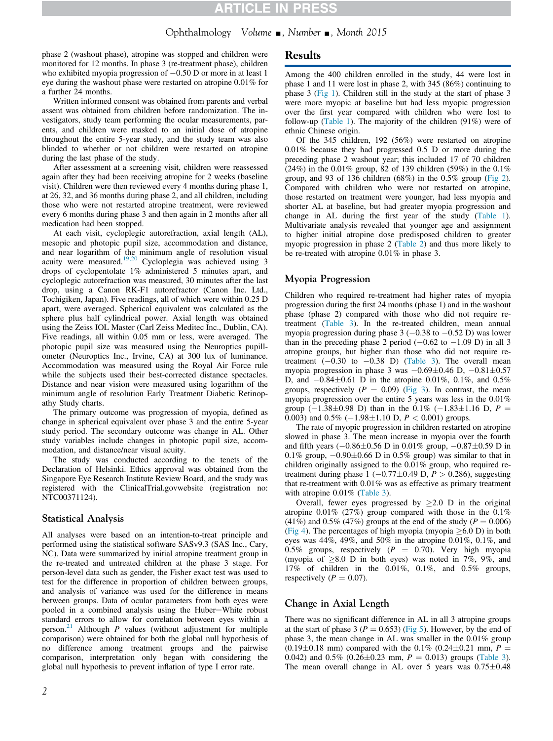phase 2 (washout phase), atropine was stopped and children were monitored for 12 months. In phase 3 (re-treatment phase), children who exhibited myopia progression of −0.50 D or more in at least 1 eye during the washout phase were restarted on atropine 0.01% for a further 24 months.

Written informed consent was obtained from parents and verbal assent was obtained from children before randomization. The investigators, study team performing the ocular measurements, parents, and children were masked to an initial dose of atropine throughout the entire 5-year study, and the study team was also blinded to whether or not children were restarted on atropine during the last phase of the study.

After assessment at a screening visit, children were reassessed again after they had been receiving atropine for 2 weeks (baseline visit). Children were then reviewed every 4 months during phase 1, at 26, 32, and 36 months during phase 2, and all children, including those who were not restarted atropine treatment, were reviewed every 6 months during phase 3 and then again in 2 months after all medication had been stopped.

At each visit, cycloplegic autorefraction, axial length (AL), mesopic and photopic pupil size, accommodation and distance, and near logarithm of the minimum angle of resolution visual acuity were measured.[19,20] Cycloplegia was achieved using 3 drops of cyclopentolate 1% administered 5 minutes apart, and cycloplegic autorefraction was measured, 30 minutes after the last drop, using a Canon RK-F1 autorefractor (Canon Inc. Ltd., Tochigiken, Japan). Five readings, all of which were within 0.25 D apart, were averaged. Spherical equivalent was calculated as the sphere plus half cylindrical power. Axial length was obtained using the Zeiss IOL Master (Carl Zeiss Meditec Inc., Dublin, CA). Five readings, all within 0.05 mm or less, were averaged. The photopic pupil size was measured using the Neuroptics pupillometer (Neuroptics Inc., Irvine, CA) at 300 lux of luminance. Accommodation was measured using the Royal Air Force rule while the subjects used their best-corrected distance spectacles. Distance and near vision were measured using logarithm of the minimum angle of resolution Early Treatment Diabetic Retinopathy Study charts.

The primary outcome was progression of myopia, defined as change in spherical equivalent over phase 3 and the entire 5-year study period. The secondary outcome was change in AL. Other study variables include changes in photopic pupil size, accommodation, and distance/near visual acuity.

The study was conducted according to the tenets of the Declaration of Helsinki. Ethics approval was obtained from the Singapore Eye Research Institute Review Board, and the study was registered with the ClinicalTrial.govwebsite (registration no: NTC00371124).

## Statistical Analysis

All analyses were based on an intention-to-treat principle and performed using the statistical software SASv9.3 (SAS Inc., Cary, NC). Data were summarized by initial atropine treatment group in the re-treated and untreated children at the phase 3 stage. For person-level data such as gender, the Fisher exact test was used to test for the difference in proportion of children between groups, and analysis of variance was used for the difference in means between groups. Data of ocular parameters from both eyes were pooled in a combined analysis using the Huber−White robust standard errors to allow for correlation between eyes within a person.[21] Although $P$ values (without adjustment for multiple comparison) were obtained for both the global null hypothesis of no difference among treatment groups and the pairwise comparison, interpretation only began with considering the global null hypothesis to prevent inflation of type I error rate.

# Results

Among the 400 children enrolled in the study, 44 were lost in phase 1 and 11 were lost in phase 2, with 345 (86%) continuing to phase 3 (Fig 1). Children still in the study at the start of phase 3 were more myopic at baseline but had less myopic progression over the first year compared with children who were lost to follow-up (Table 1). The majority of the children (91%) were of ethnic Chinese origin.

Of the 345 children, 192 (56%) were restarted on atropine 0.01% because they had progressed 0.5 D or more during the preceding phase 2 washout year; this included 17 of 70 children (24%) in the 0.01% group, 82 of 139 children (59%) in the 0.1% group, and 93 of 136 children (68%) in the 0.5% group (Fig 2). Compared with children who were not restarted on atropine, those restarted on treatment were younger, had less myopia and shorter AL at baseline, but had greater myopia progression and change in AL during the first year of the study (Table 1). Multivariate analysis revealed that younger age and assignment to higher initial atropine dose predisposed children to greater myopic progression in phase 2 (Table 2) and thus more likely to be re-treated with atropine 0.01% in phase 3.

## Myopia Progression

Children who required re-treatment had higher rates of myopia progression during the first 24 months (phase 1) and in the washout phase (phase 2) compared with those who did not require re-treatment (Table 3). In the re-treated children, mean annual myopia progression during phase 3 (−0.38 to −0.52 D) was lower than in the preceding phase 2 period (−0.62 to −1.09 D) in all 3 atropine groups, but higher than those who did not require re-treatment (−0.30 to −0.38 D) (Table 3). The overall mean myopia progression in phase 3 was −0.69±0.46 D, −0.81±0.57 D, and −0.84±0.61 D in the atropine 0.01%, 0.1%, and 0.5% groups, respectively ($P$ = 0.09) (Fig 3). In contrast, the mean myopia progression over the entire 5 years was less in the 0.01% group (−1.38±0.98 D) than in the 0.1% (−1.83±1.16 D, $P$ = 0.003) and 0.5% (−1.98±1.10 D, $P$ < 0.001) groups.

The rate of myopic progression in children restarted on atropine slowed in phase 3. The mean increase in myopia over the fourth and fifth years (−0.86±0.56 D in 0.01% group, −0.87±0.59 D in 0.1% group, −0.90±0.66 D in 0.5% group) was similar to that in children originally assigned to the 0.01% group, who required re-treatment during phase 1 (−0.77±0.49 D, $P$ > 0.286), suggesting that re-treatment with 0.01% was as effective as primary treatment with atropine 0.01% (Table 3).

Overall, fewer eyes progressed by ≥2.0 D in the original atropine 0.01% (27%) group compared with those in the 0.1% (41%) and 0.5% (47%) groups at the end of the study ($P$ = 0.006) (Fig 4). The percentages of high myopia (myopia ≥6.0 D) in both eyes was 44%, 49%, and 50% in the atropine 0.01%, 0.1%, and 0.5% groups, respectively ($P$ = 0.70). Very high myopia (myopia of ≥8.0 D in both eyes) was noted in 7%, 9%, and 17% of children in the 0.01%, 0.1%, and 0.5% groups, respectively ($P$ = 0.07).

## Change in Axial Length

There was no significant difference in AL in all 3 atropine groups at the start of phase 3 ($P$ = 0.653) (Fig 5). However, by the end of phase 3, the mean change in AL was smaller in the 0.01% group (0.19±0.18 mm) compared with the 0.1% (0.24±0.21 mm, $P$ = 0.042) and 0.5% (0.26±0.23 mm, $P$ = 0.013) groups (Table 3). The mean overall change in AL over 5 years was 0.75±0.48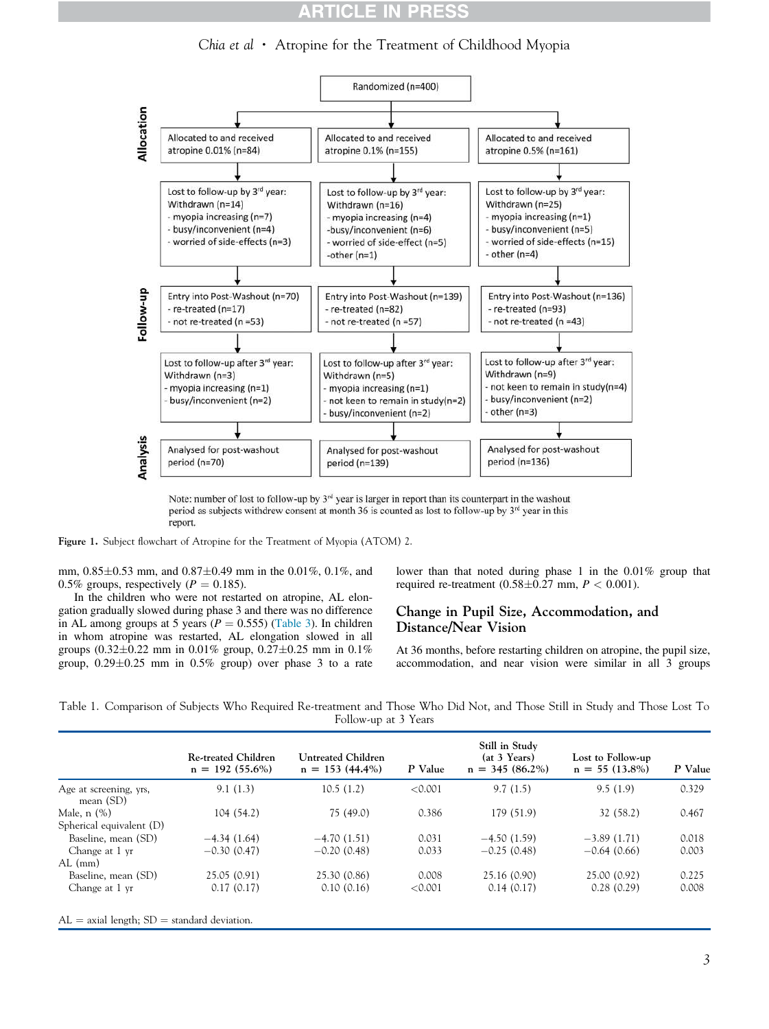Randomized (n=400)

**Allocation**

| Atropine 0.01% | Atropine 0.1% | Atropine 0.5% |
|---|---|---|
| Allocated to and received atropine 0.01% (n=84) | Allocated to and received atropine 0.1% (n=155) | Allocated to and received atropine 0.5% (n=161) |
| Lost to follow-up by 3[rd] year: Withdrawn (n=14) - myopia increasing (n=7) - busy/inconvenient (n=4) - worried of side-effects (n=3) | Lost to follow-up by 3[rd] year: Withdrawn (n=16) - myopia increasing (n=4) -busy/inconvenient (n=6) - worried of side-effect (n=5) -other (n=1) | Lost to follow-up by 3[rd] year: Withdrawn (n=25) - myopia increasing (n=1) - busy/inconvenient (n=5) - worried of side-effects (n=15) - other (n=4) |

**Follow-up**

| Atropine 0.01% | Atropine 0.1% | Atropine 0.5% |
|---|---|---|
| Entry into Post-Washout (n=70) - re-treated (n=17) - not re-treated (n =53) | Entry into Post-Washout (n=139) - re-treated (n=82) - not re-treated (n =57) | Entry into Post-Washout (n=136) - re-treated (n=93) - not re-treated (n =43) |
| Lost to follow-up after 3[rd] year: Withdrawn (n=3) - myopia increasing (n=1) - busy/inconvenient (n=2) | Lost to follow-up after 3[rd] year: Withdrawn (n=5) - myopia increasing (n=1) - not keen to remain in study(n=2) - busy/inconvenient (n=2) | Lost to follow-up after 3[rd] year: Withdrawn (n=9) - not keen to remain in study(n=4) - busy/inconvenient (n=2) - other (n=3) |

**Analysis**

| Atropine 0.01% | Atropine 0.1% | Atropine 0.5% |
|---|---|---|
| Analysed for post-washout period (n=70) | Analysed for post-washout period (n=139) | Analysed for post-washout period (n=136) |

Note: number of lost to follow-up by 3[rd] year is larger in report than its counterpart in the washout period as subjects withdrew consent at month 36 is counted as lost to follow-up by 3[rd] year in this report.

**Figure 1.** Subject flowchart of Atropine for the Treatment of Myopia (ATOM) 2.

mm, 0.85±0.53 mm, and 0.87±0.49 mm in the 0.01%, 0.1%, and 0.5% groups, respectively ($P = 0.185$).

In the children who were not restarted on atropine, AL elongation gradually slowed during phase 3 and there was no difference in AL among groups at 5 years ($P = 0.555$) (Table 3). In children in whom atropine was restarted, AL elongation slowed in all groups (0.32±0.22 mm in 0.01% group, 0.27±0.25 mm in 0.1% group, 0.29±0.25 mm in 0.5% group) over phase 3 to a rate lower than that noted during phase 1 in the 0.01% group that required re-treatment (0.58±0.27 mm, $P < 0.001$).

## Change in Pupil Size, Accommodation, and Distance/Near Vision

At 36 months, before restarting children on atropine, the pupil size, accommodation, and near vision were similar in all 3 groups

Table 1. Comparison of Subjects Who Required Re-treatment and Those Who Did Not, and Those Still in Study and Those Lost To Follow-up at 3 Years

| | Re-treated Children n = 192 (55.6%) | Untreated Children n = 153 (44.4%) | P Value | Still in Study (at 3 Years) n = 345 (86.2%) | Lost to Follow-up n = 55 (13.8%) | P Value |
|---|---|---|---|---|---|---|
| Age at screening, yrs, mean (SD) | 9.1 (1.3) | 10.5 (1.2) | <0.001 | 9.7 (1.5) | 9.5 (1.9) | 0.329 |
| Male, n (%) | 104 (54.2) | 75 (49.0) | 0.386 | 179 (51.9) | 32 (58.2) | 0.467 |
| Spherical equivalent (D) | | | | | | |
| Baseline, mean (SD) | −4.34 (1.64) | −4.70 (1.51) | 0.031 | −4.50 (1.59) | −3.89 (1.71) | 0.018 |
| Change at 1 yr | −0.30 (0.47) | −0.20 (0.48) | 0.033 | −0.25 (0.48) | −0.64 (0.66) | 0.003 |
| AL (mm) | | | | | | |
| Baseline, mean (SD) | 25.05 (0.91) | 25.30 (0.86) | 0.008 | 25.16 (0.90) | 25.00 (0.92) | 0.225 |
| Change at 1 yr | 0.17 (0.17) | 0.10 (0.16) | <0.001 | 0.14 (0.17) | 0.28 (0.29) | 0.008 |

AL = axial length; SD = standard deviation.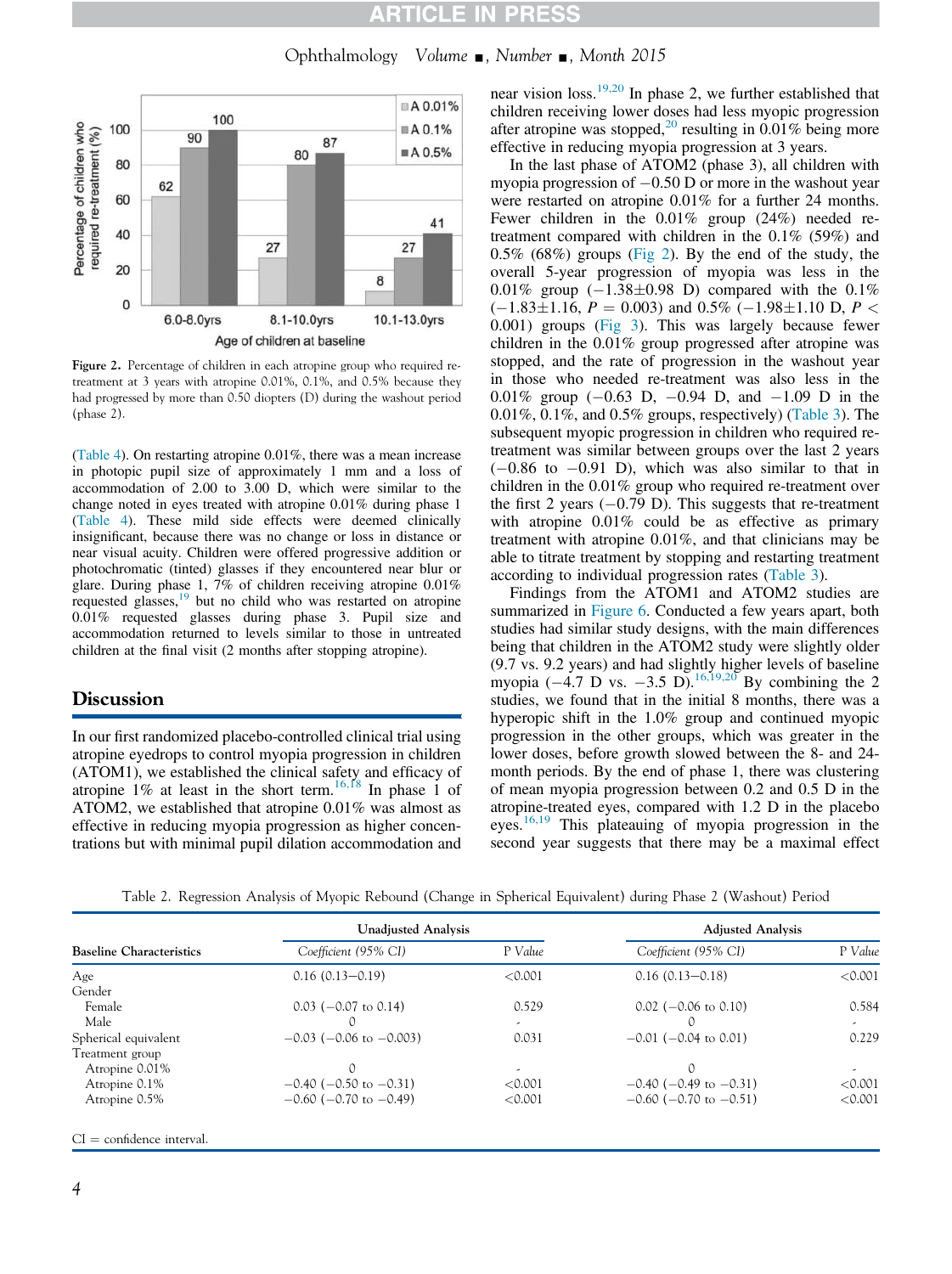Figure 2. Percentage of children in each atropine group who required re-treatment at 3 years with atropine 0.01%, 0.1%, and 0.5% because they had progressed by more than 0.50 diopters (D) during the washout period (phase 2).

(Table 4). On restarting atropine 0.01%, there was a mean increase in photopic pupil size of approximately 1 mm and a loss of accommodation of 2.00 to 3.00 D, which were similar to the change noted in eyes treated with atropine 0.01% during phase 1 (Table 4). These mild side effects were deemed clinically insignificant, because there was no change or loss in distance or near visual acuity. Children were offered progressive addition or photochromatic (tinted) glasses if they encountered near blur or glare. During phase 1, 7% of children receiving atropine 0.01% requested glasses,[19] but no child who was restarted on atropine 0.01% requested glasses during phase 3. Pupil size and accommodation returned to levels similar to those in untreated children at the final visit (2 months after stopping atropine).

## Discussion

In our first randomized placebo-controlled clinical trial using atropine eyedrops to control myopia progression in children (ATOM1), we established the clinical safety and efficacy of atropine 1% at least in the short term.[16,18] In phase 1 of ATOM2, we established that atropine 0.01% was almost as effective in reducing myopia progression as higher concentrations but with minimal pupil dilation accommodation and near vision loss.[19,20] In phase 2, we further established that children receiving lower doses had less myopic progression after atropine was stopped,[20] resulting in 0.01% being more effective in reducing myopia progression at 3 years.

In the last phase of ATOM2 (phase 3), all children with myopia progression of −0.50 D or more in the washout year were restarted on atropine 0.01% for a further 24 months. Fewer children in the 0.01% group (24%) needed re-treatment compared with children in the 0.1% (59%) and 0.5% (68%) groups (Fig 2). By the end of the study, the overall 5-year progression of myopia was less in the 0.01% group (−1.38±0.98 D) compared with the 0.1% (−1.83±1.16, $P = 0.003$) and 0.5% (−1.98±1.10 D, $P < 0.001$) groups (Fig 3). This was largely because fewer children in the 0.01% group progressed after atropine was stopped, and the rate of progression in the washout year in those who needed re-treatment was also less in the 0.01% group (−0.63 D, −0.94 D, and −1.09 D in the 0.01%, 0.1%, and 0.5% groups, respectively) (Table 3). The subsequent myopic progression in children who required re-treatment was similar between groups over the last 2 years (−0.86 to −0.91 D), which was also similar to that in children in the 0.01% group who required re-treatment over the first 2 years (−0.79 D). This suggests that re-treatment with atropine 0.01% could be as effective as primary treatment with atropine 0.01%, and that clinicians may be able to titrate treatment by stopping and restarting treatment according to individual progression rates (Table 3).

Findings from the ATOM1 and ATOM2 studies are summarized in Figure 6. Conducted a few years apart, both studies had similar study designs, with the main differences being that children in the ATOM2 study were slightly older (9.7 vs. 9.2 years) and had slightly higher levels of baseline myopia (−4.7 D vs. −3.5 D).[16,19,20] By combining the 2 studies, we found that in the initial 8 months, there was a hyperopic shift in the 1.0% group and continued myopic progression in the other groups, which was greater in the lower doses, before growth slowed between the 8- and 24-month periods. By the end of phase 1, there was clustering of mean myopia progression between 0.2 and 0.5 D in the atropine-treated eyes, compared with 1.2 D in the placebo eyes.[16,19] This plateauing of myopia progression in the second year suggests that there may be a maximal effect

Table 2. Regression Analysis of Myopic Rebound (Change in Spherical Equivalent) during Phase 2 (Washout) Period

| Baseline Characteristics | Unadjusted Analysis | | Adjusted Analysis | |
|---|---|---|---|---|
| | *Coefficient (95% CI)* | *P Value* | *Coefficient (95% CI)* | *P Value* |
| Age | 0.16 (0.13–0.19) | <0.001 | 0.16 (0.13–0.18) | <0.001 |
| Gender | | | | |
| Female | 0.03 (−0.07 to 0.14) | 0.529 | 0.02 (−0.06 to 0.10) | 0.584 |
| Male | 0 | - | 0 | - |
| Spherical equivalent | −0.03 (−0.06 to −0.003) | 0.031 | −0.01 (−0.04 to 0.01) | 0.229 |
| Treatment group | | | | |
| Atropine 0.01% | 0 | - | 0 | - |
| Atropine 0.1% | −0.40 (−0.50 to −0.31) | <0.001 | −0.40 (−0.49 to −0.31) | <0.001 |
| Atropine 0.5% | −0.60 (−0.70 to −0.49) | <0.001 | −0.60 (−0.70 to −0.51) | <0.001 |

CI = confidence interval.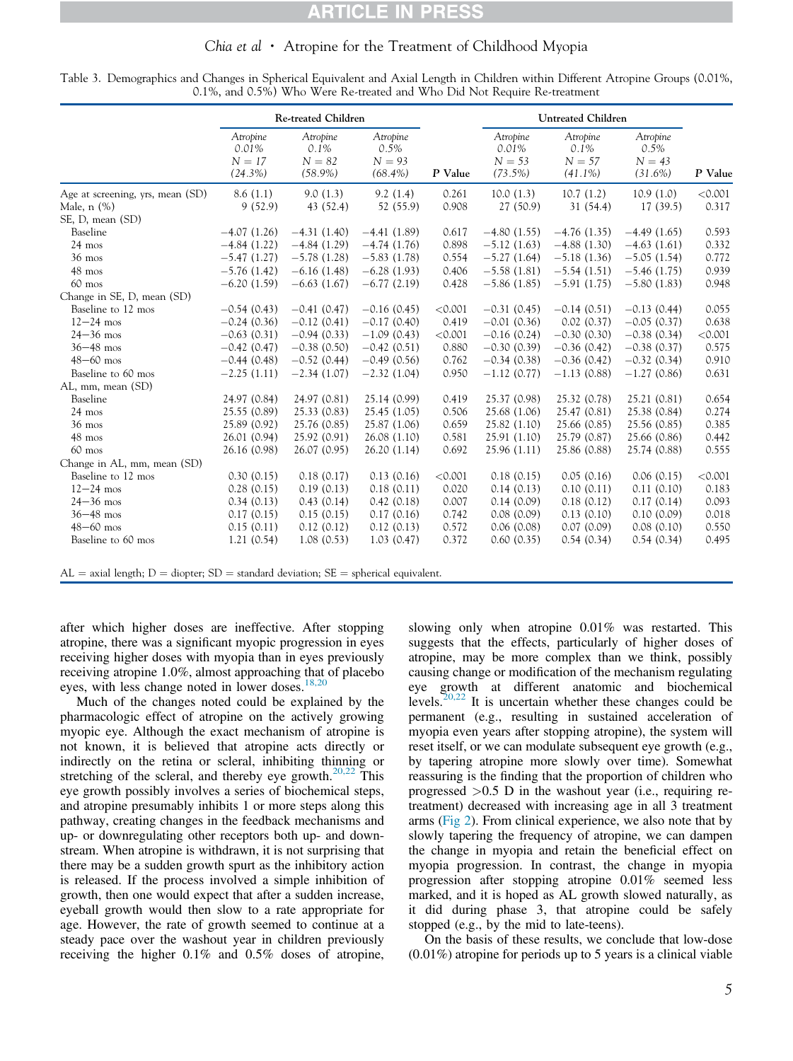Table 3. Demographics and Changes in Spherical Equivalent and Axial Length in Children within Different Atropine Groups (0.01%, 0.1%, and 0.5%) Who Were Re-treated and Who Did Not Require Re-treatment

| | Re-treated Children | | | | Untreated Children | | | |
|---|---|---|---|---|---|---|---|---|
| | *Atropine 0.01% N = 17 (24.3%)* | *Atropine 0.1% N = 82 (58.9%)* | *Atropine 0.5% N = 93 (68.4%)* | **P Value** | *Atropine 0.01% N = 53 (73.5%)* | *Atropine 0.1% N = 57 (41.1%)* | *Atropine 0.5% N = 43 (31.6%)* | **P Value** |
| Age at screening, yrs, mean (SD) | 8.6 (1.1) | 9.0 (1.3) | 9.2 (1.4) | 0.261 | 10.0 (1.3) | 10.7 (1.2) | 10.9 (1.0) | <0.001 |
| Male, n (%) | 9 (52.9) | 43 (52.4) | 52 (55.9) | 0.908 | 27 (50.9) | 31 (54.4) | 17 (39.5) | 0.317 |
| SE, D, mean (SD) | | | | | | | | |
| Baseline | −4.07 (1.26) | −4.31 (1.40) | −4.41 (1.89) | 0.617 | −4.80 (1.55) | −4.76 (1.35) | −4.49 (1.65) | 0.593 |
| 24 mos | −4.84 (1.22) | −4.84 (1.29) | −4.74 (1.76) | 0.898 | −5.12 (1.63) | −4.88 (1.30) | −4.63 (1.61) | 0.332 |
| 36 mos | −5.47 (1.27) | −5.78 (1.28) | −5.83 (1.78) | 0.554 | −5.27 (1.64) | −5.18 (1.36) | −5.05 (1.54) | 0.772 |
| 48 mos | −5.76 (1.42) | −6.16 (1.48) | −6.28 (1.93) | 0.406 | −5.58 (1.81) | −5.54 (1.51) | −5.46 (1.75) | 0.939 |
| 60 mos | −6.20 (1.59) | −6.63 (1.67) | −6.77 (2.19) | 0.428 | −5.86 (1.85) | −5.91 (1.75) | −5.80 (1.83) | 0.948 |
| Change in SE, D, mean (SD) | | | | | | | | |
| Baseline to 12 mos | −0.54 (0.43) | −0.41 (0.47) | −0.16 (0.45) | <0.001 | −0.31 (0.45) | −0.14 (0.51) | −0.13 (0.44) | 0.055 |
| 12−24 mos | −0.24 (0.36) | −0.12 (0.41) | −0.17 (0.40) | 0.419 | −0.01 (0.36) | 0.02 (0.37) | −0.05 (0.37) | 0.638 |
| 24−36 mos | −0.63 (0.31) | −0.94 (0.33) | −1.09 (0.43) | <0.001 | −0.16 (0.24) | −0.30 (0.30) | −0.38 (0.34) | <0.001 |
| 36−48 mos | −0.42 (0.47) | −0.38 (0.50) | −0.42 (0.51) | 0.880 | −0.30 (0.39) | −0.36 (0.42) | −0.38 (0.37) | 0.575 |
| 48−60 mos | −0.44 (0.48) | −0.52 (0.44) | −0.49 (0.56) | 0.762 | −0.34 (0.38) | −0.36 (0.42) | −0.32 (0.34) | 0.910 |
| Baseline to 60 mos | −2.25 (1.11) | −2.34 (1.07) | −2.32 (1.04) | 0.950 | −1.12 (0.77) | −1.13 (0.88) | −1.27 (0.86) | 0.631 |
| AL, mm, mean (SD) | | | | | | | | |
| Baseline | 24.97 (0.84) | 24.97 (0.81) | 25.14 (0.99) | 0.419 | 25.37 (0.98) | 25.32 (0.78) | 25.21 (0.81) | 0.654 |
| 24 mos | 25.55 (0.89) | 25.33 (0.83) | 25.45 (1.05) | 0.506 | 25.68 (1.06) | 25.47 (0.81) | 25.38 (0.84) | 0.274 |
| 36 mos | 25.89 (0.92) | 25.76 (0.85) | 25.87 (1.06) | 0.659 | 25.82 (1.10) | 25.66 (0.85) | 25.56 (0.85) | 0.385 |
| 48 mos | 26.01 (0.94) | 25.92 (0.91) | 26.08 (1.10) | 0.581 | 25.91 (1.10) | 25.79 (0.87) | 25.66 (0.86) | 0.442 |
| 60 mos | 26.16 (0.98) | 26.07 (0.95) | 26.20 (1.14) | 0.692 | 25.96 (1.11) | 25.86 (0.88) | 25.74 (0.88) | 0.555 |
| Change in AL, mm, mean (SD) | | | | | | | | |
| Baseline to 12 mos | 0.30 (0.15) | 0.18 (0.17) | 0.13 (0.16) | <0.001 | 0.18 (0.15) | 0.05 (0.16) | 0.06 (0.15) | <0.001 |
| 12−24 mos | 0.28 (0.15) | 0.19 (0.13) | 0.18 (0.11) | 0.020 | 0.14 (0.13) | 0.10 (0.11) | 0.11 (0.10) | 0.183 |
| 24−36 mos | 0.34 (0.13) | 0.43 (0.14) | 0.42 (0.18) | 0.007 | 0.14 (0.09) | 0.18 (0.12) | 0.17 (0.14) | 0.093 |
| 36−48 mos | 0.17 (0.15) | 0.15 (0.15) | 0.17 (0.16) | 0.742 | 0.08 (0.09) | 0.13 (0.10) | 0.10 (0.09) | 0.018 |
| 48−60 mos | 0.15 (0.11) | 0.12 (0.12) | 0.12 (0.13) | 0.572 | 0.06 (0.08) | 0.07 (0.09) | 0.08 (0.10) | 0.550 |
| Baseline to 60 mos | 1.21 (0.54) | 1.08 (0.53) | 1.03 (0.47) | 0.372 | 0.60 (0.35) | 0.54 (0.34) | 0.54 (0.34) | 0.495 |

AL = axial length; D = diopter; SD = standard deviation; SE = spherical equivalent.

after which higher doses are ineffective. After stopping atropine, there was a significant myopic progression in eyes receiving higher doses with myopia than in eyes previously receiving atropine 1.0%, almost approaching that of placebo eyes, with less change noted in lower doses.[18,20]

Much of the changes noted could be explained by the pharmacologic effect of atropine on the actively growing myopic eye. Although the exact mechanism of atropine is not known, it is believed that atropine acts directly or indirectly on the retina or scleral, inhibiting thinning or stretching of the scleral, and thereby eye growth.[20,22] This eye growth possibly involves a series of biochemical steps, and atropine presumably inhibits 1 or more steps along this pathway, creating changes in the feedback mechanisms and up- or downregulating other receptors both up- and downstream. When atropine is withdrawn, it is not surprising that there may be a sudden growth spurt as the inhibitory action is released. If the process involved a simple inhibition of growth, then one would expect that after a sudden increase, eyeball growth would then slow to a rate appropriate for age. However, the rate of growth seemed to continue at a steady pace over the washout year in children previously receiving the higher 0.1% and 0.5% doses of atropine, slowing only when atropine 0.01% was restarted. This suggests that the effects, particularly of higher doses of atropine, may be more complex than we think, possibly causing change or modification of the mechanism regulating eye growth at different anatomic and biochemical levels.[20,22] It is uncertain whether these changes could be permanent (e.g., resulting in sustained acceleration of myopia even years after stopping atropine), the system will reset itself, or we can modulate subsequent eye growth (e.g., by tapering atropine more slowly over time). Somewhat reassuring is the finding that the proportion of children who progressed >0.5 D in the washout year (i.e., requiring re-treatment) decreased with increasing age in all 3 treatment arms (Fig 2). From clinical experience, we also note that by slowly tapering the frequency of atropine, we can dampen the change in myopia and retain the beneficial effect on myopia progression. In contrast, the change in myopia progression after stopping atropine 0.01% seemed less marked, and it is hoped as AL growth slowed naturally, as it did during phase 3, that atropine could be safely stopped (e.g., by the mid to late-teens).

On the basis of these results, we conclude that low-dose (0.01%) atropine for periods up to 5 years is a clinical viable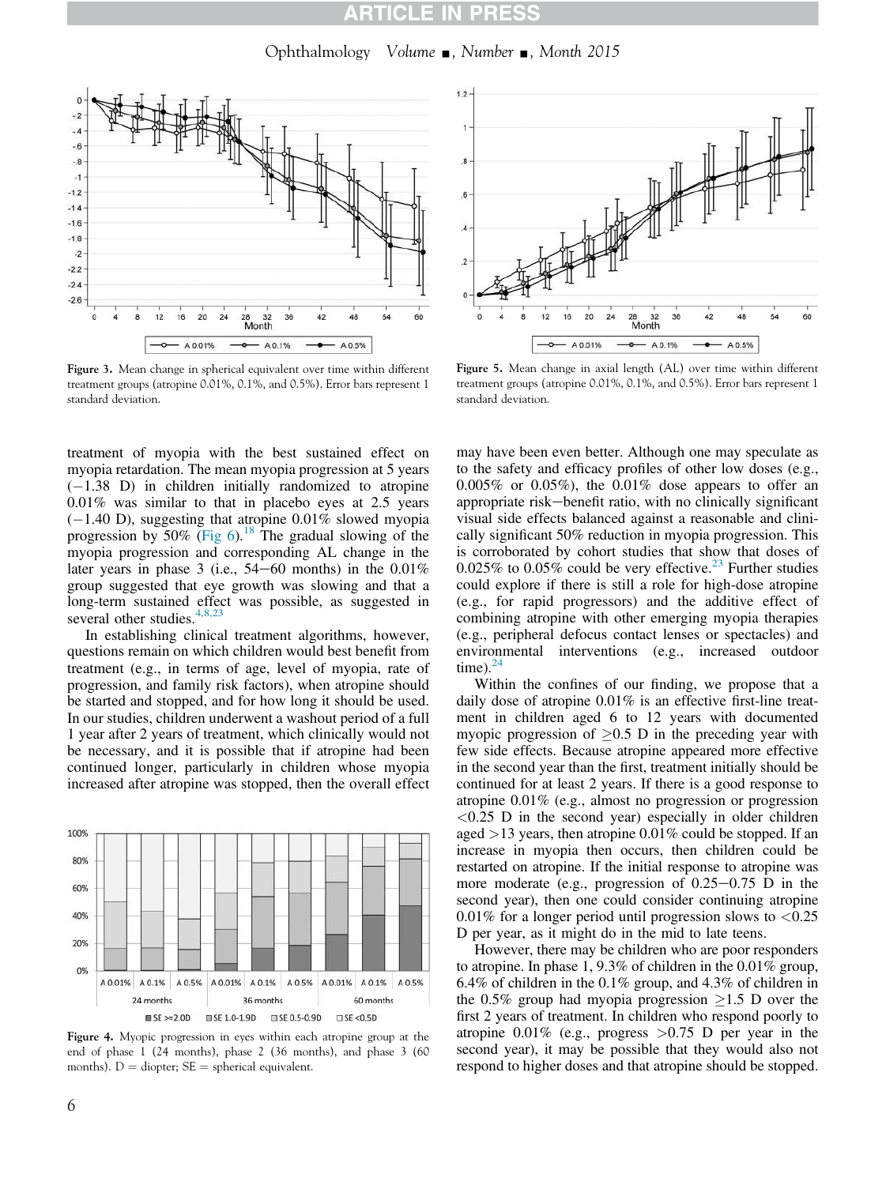Figure 3. Mean change in spherical equivalent over time within different treatment groups (atropine 0.01%, 0.1%, and 0.5%). Error bars represent 1 standard deviation.

Figure 5. Mean change in axial length (AL) over time within different treatment groups (atropine 0.01%, 0.1%, and 0.5%). Error bars represent 1 standard deviation.

treatment of myopia with the best sustained effect on myopia retardation. The mean myopia progression at 5 years (−1.38 D) in children initially randomized to atropine 0.01% was similar to that in placebo eyes at 2.5 years (−1.40 D), suggesting that atropine 0.01% slowed myopia progression by 50% (Fig 6).[18] The gradual slowing of the myopia progression and corresponding AL change in the later years in phase 3 (i.e., 54−60 months) in the 0.01% group suggested that eye growth was slowing and that a long-term sustained effect was possible, as suggested in several other studies.[4,8,23]

In establishing clinical treatment algorithms, however, questions remain on which children would best benefit from treatment (e.g., in terms of age, level of myopia, rate of progression, and family risk factors), when atropine should be started and stopped, and for how long it should be used. In our studies, children underwent a washout period of a full 1 year after 2 years of treatment, which clinically would not be necessary, and it is possible that if atropine had been continued longer, particularly in children whose myopia increased after atropine was stopped, then the overall effect may have been even better. Although one may speculate as to the safety and efficacy profiles of other low doses (e.g., 0.005% or 0.05%), the 0.01% dose appears to offer an appropriate risk−benefit ratio, with no clinically significant visual side effects balanced against a reasonable and clinically significant 50% reduction in myopia progression. This is corroborated by cohort studies that show that doses of 0.025% to 0.05% could be very effective.[23] Further studies could explore if there is still a role for high-dose atropine (e.g., for rapid progressors) and the additive effect of combining atropine with other emerging myopia therapies (e.g., peripheral defocus contact lenses or spectacles) and environmental interventions (e.g., increased outdoor time).[24]

Within the confines of our finding, we propose that a daily dose of atropine 0.01% is an effective first-line treatment in children aged 6 to 12 years with documented myopic progression of ≥0.5 D in the preceding year with few side effects. Because atropine appeared more effective in the second year than the first, treatment initially should be continued for at least 2 years. If there is a good response to atropine 0.01% (e.g., almost no progression or progression <0.25 D in the second year) especially in older children aged >13 years, then atropine 0.01% could be stopped. If an increase in myopia then occurs, then children could be restarted on atropine. If the initial response to atropine was more moderate (e.g., progression of 0.25−0.75 D in the second year), then one could consider continuing atropine 0.01% for a longer period until progression slows to <0.25 D per year, as it might do in the mid to late teens.

However, there may be children who are poor responders to atropine. In phase 1, 9.3% of children in the 0.01% group, 6.4% of children in the 0.1% group, and 4.3% of children in the 0.5% group had myopia progression ≥1.5 D over the first 2 years of treatment. In children who respond poorly to atropine 0.01% (e.g., progress >0.75 D per year in the second year), it may be possible that they would also not respond to higher doses and that atropine should be stopped.

Figure 4. Myopic progression in eyes within each atropine group at the end of phase 1 (24 months), phase 2 (36 months), and phase 3 (60 months). D = diopter; SE = spherical equivalent.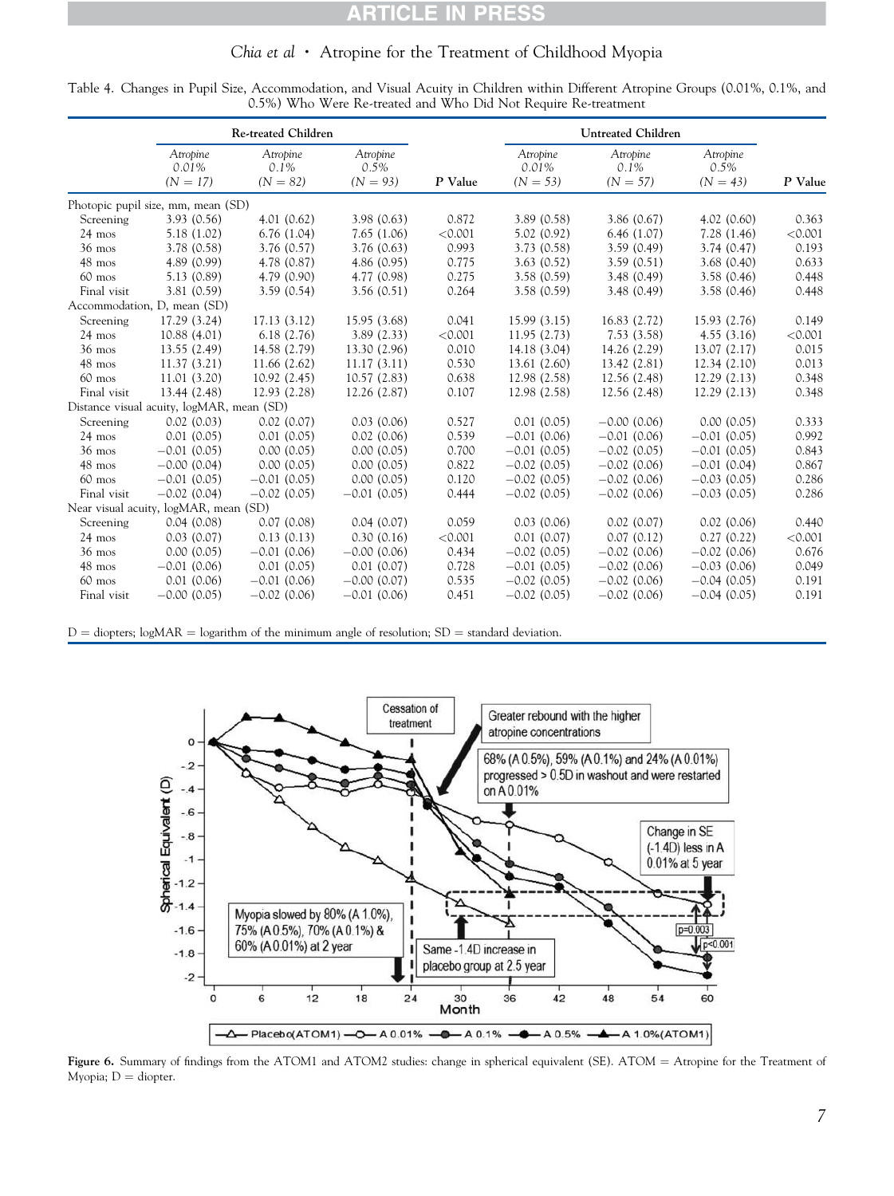Table 4. Changes in Pupil Size, Accommodation, and Visual Acuity in Children within Different Atropine Groups (0.01%, 0.1%, and 0.5%) Who Were Re-treated and Who Did Not Require Re-treatment

| | Re-treated Children | | | | Untreated Children | | | |
|---|---|---|---|---|---|---|---|---|
| | *Atropine 0.01% (N = 17)* | *Atropine 0.1% (N = 82)* | *Atropine 0.5% (N = 93)* | **P Value** | *Atropine 0.01% (N = 53)* | *Atropine 0.1% (N = 57)* | *Atropine 0.5% (N = 43)* | **P Value** |
| Photopic pupil size, mm, mean (SD) | | | | | | | | |
| Screening | 3.93 (0.56) | 4.01 (0.62) | 3.98 (0.63) | 0.872 | 3.89 (0.58) | 3.86 (0.67) | 4.02 (0.60) | 0.363 |
| 24 mos | 5.18 (1.02) | 6.76 (1.04) | 7.65 (1.06) | <0.001 | 5.02 (0.92) | 6.46 (1.07) | 7.28 (1.46) | <0.001 |
| 36 mos | 3.78 (0.58) | 3.76 (0.57) | 3.76 (0.63) | 0.993 | 3.73 (0.58) | 3.59 (0.49) | 3.74 (0.47) | 0.193 |
| 48 mos | 4.89 (0.99) | 4.78 (0.87) | 4.86 (0.95) | 0.775 | 3.63 (0.52) | 3.59 (0.51) | 3.68 (0.40) | 0.633 |
| 60 mos | 5.13 (0.89) | 4.79 (0.90) | 4.77 (0.98) | 0.275 | 3.58 (0.59) | 3.48 (0.49) | 3.58 (0.46) | 0.448 |
| Final visit | 3.81 (0.59) | 3.59 (0.54) | 3.56 (0.51) | 0.264 | 3.58 (0.59) | 3.48 (0.49) | 3.58 (0.46) | 0.448 |
| Accommodation, D, mean (SD) | | | | | | | | |
| Screening | 17.29 (3.24) | 17.13 (3.12) | 15.95 (3.68) | 0.041 | 15.99 (3.15) | 16.83 (2.72) | 15.93 (2.76) | 0.149 |
| 24 mos | 10.88 (4.01) | 6.18 (2.76) | 3.89 (2.33) | <0.001 | 11.95 (2.73) | 7.53 (3.58) | 4.55 (3.16) | <0.001 |
| 36 mos | 13.55 (2.49) | 14.58 (2.79) | 13.30 (2.96) | 0.010 | 14.18 (3.04) | 14.26 (2.29) | 13.07 (2.17) | 0.015 |
| 48 mos | 11.37 (3.21) | 11.66 (2.62) | 11.17 (3.11) | 0.530 | 13.61 (2.60) | 13.42 (2.81) | 12.34 (2.10) | 0.013 |
| 60 mos | 11.01 (3.20) | 10.92 (2.45) | 10.57 (2.83) | 0.638 | 12.98 (2.58) | 12.56 (2.48) | 12.29 (2.13) | 0.348 |
| Final visit | 13.44 (2.48) | 12.93 (2.28) | 12.26 (2.87) | 0.107 | 12.98 (2.58) | 12.56 (2.48) | 12.29 (2.13) | 0.348 |
| Distance visual acuity, logMAR, mean (SD) | | | | | | | | |
| Screening | 0.02 (0.03) | 0.02 (0.07) | 0.03 (0.06) | 0.527 | 0.01 (0.05) | −0.00 (0.06) | 0.00 (0.05) | 0.333 |
| 24 mos | 0.01 (0.05) | 0.01 (0.05) | 0.02 (0.06) | 0.539 | −0.01 (0.06) | −0.01 (0.06) | −0.01 (0.05) | 0.992 |
| 36 mos | −0.01 (0.05) | 0.00 (0.05) | 0.00 (0.05) | 0.700 | −0.01 (0.05) | −0.02 (0.05) | −0.01 (0.05) | 0.843 |
| 48 mos | −0.00 (0.04) | 0.00 (0.05) | 0.00 (0.05) | 0.822 | −0.02 (0.05) | −0.02 (0.06) | −0.01 (0.04) | 0.867 |
| 60 mos | −0.01 (0.05) | −0.01 (0.05) | 0.00 (0.05) | 0.120 | −0.02 (0.05) | −0.02 (0.06) | −0.03 (0.05) | 0.286 |
| Final visit | −0.02 (0.04) | −0.02 (0.05) | −0.01 (0.05) | 0.444 | −0.02 (0.05) | −0.02 (0.06) | −0.03 (0.05) | 0.286 |
| Near visual acuity, logMAR, mean (SD) | | | | | | | | |
| Screening | 0.04 (0.08) | 0.07 (0.08) | 0.04 (0.07) | 0.059 | 0.03 (0.06) | 0.02 (0.07) | 0.02 (0.06) | 0.440 |
| 24 mos | 0.03 (0.07) | 0.13 (0.13) | 0.30 (0.16) | <0.001 | 0.01 (0.07) | 0.07 (0.12) | 0.27 (0.22) | <0.001 |
| 36 mos | 0.00 (0.05) | −0.01 (0.06) | −0.00 (0.06) | 0.434 | −0.02 (0.05) | −0.02 (0.06) | −0.02 (0.06) | 0.676 |
| 48 mos | −0.01 (0.06) | 0.01 (0.05) | 0.01 (0.07) | 0.728 | −0.01 (0.05) | −0.02 (0.06) | −0.03 (0.06) | 0.049 |
| 60 mos | 0.01 (0.06) | −0.01 (0.06) | −0.00 (0.07) | 0.535 | −0.02 (0.05) | −0.02 (0.06) | −0.04 (0.05) | 0.191 |
| Final visit | −0.00 (0.05) | −0.02 (0.06) | −0.01 (0.06) | 0.451 | −0.02 (0.05) | −0.02 (0.06) | −0.04 (0.05) | 0.191 |

D = diopters; logMAR = logarithm of the minimum angle of resolution; SD = standard deviation.

**Figure 6.** Summary of findings from the ATOM1 and ATOM2 studies: change in spherical equivalent (SE). ATOM = Atropine for the Treatment of Myopia; D = diopter.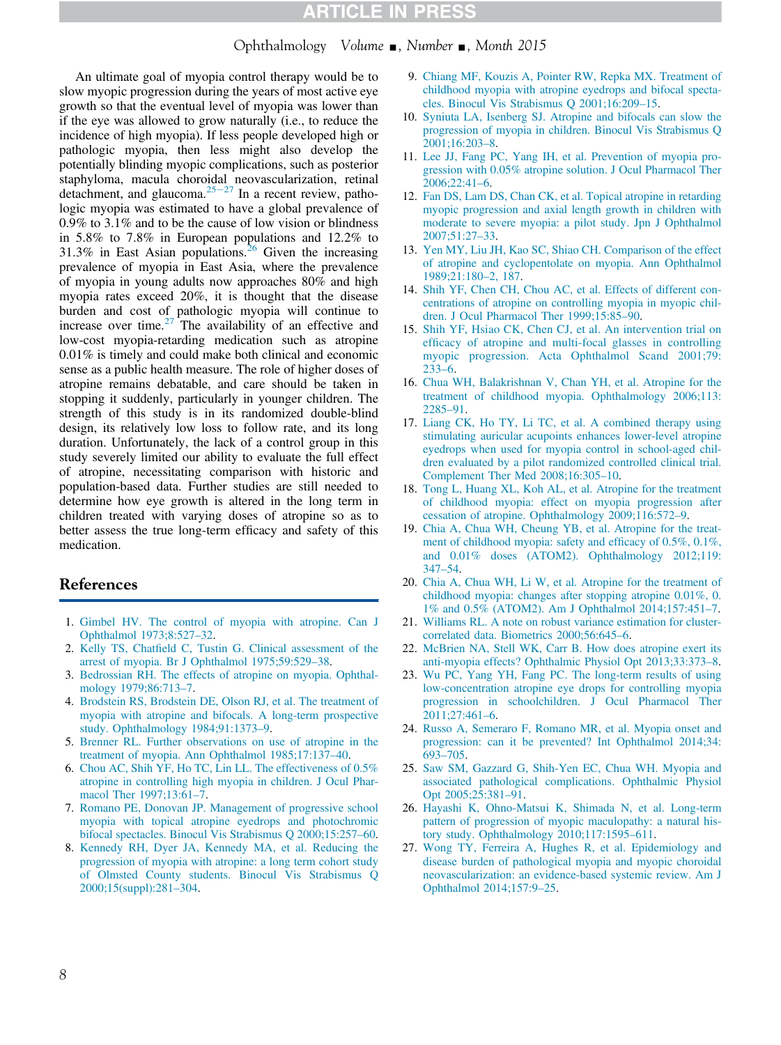An ultimate goal of myopia control therapy would be to slow myopic progression during the years of most active eye growth so that the eventual level of myopia was lower than if the eye was allowed to grow naturally (i.e., to reduce the incidence of high myopia). If less people developed high or pathologic myopia, then less might also develop the potentially blinding myopic complications, such as posterior staphyloma, macula choroidal neovascularization, retinal detachment, and glaucoma.[25–27] In a recent review, pathologic myopia was estimated to have a global prevalence of 0.9% to 3.1% and to be the cause of low vision or blindness in 5.8% to 7.8% in European populations and 12.2% to 31.3% in East Asian populations.[26] Given the increasing prevalence of myopia in East Asia, where the prevalence of myopia in young adults now approaches 80% and high myopia rates exceed 20%, it is thought that the disease burden and cost of pathologic myopia will continue to increase over time.[27] The availability of an effective and low-cost myopia-retarding medication such as atropine 0.01% is timely and could make both clinical and economic sense as a public health measure. The role of higher doses of atropine remains debatable, and care should be taken in stopping it suddenly, particularly in younger children. The strength of this study is in its randomized double-blind design, its relatively low loss to follow rate, and its long duration. Unfortunately, the lack of a control group in this study severely limited our ability to evaluate the full effect of atropine, necessitating comparison with historic and population-based data. Further studies are still needed to determine how eye growth is altered in the long term in children treated with varying doses of atropine so as to better assess the true long-term efficacy and safety of this medication.

## References

1. Gimbel HV. The control of myopia with atropine. Can J Ophthalmol 1973;8:527–32.
2. Kelly TS, Chatfield C, Tustin G. Clinical assessment of the arrest of myopia. Br J Ophthalmol 1975;59:529–38.
3. Bedrossian RH. The effects of atropine on myopia. Ophthalmology 1979;86:713–7.
4. Brodstein RS, Brodstein DE, Olson RJ, et al. The treatment of myopia with atropine and bifocals. A long-term prospective study. Ophthalmology 1984;91:1373–9.
5. Brenner RL. Further observations on use of atropine in the treatment of myopia. Ann Ophthalmol 1985;17:137–40.
6. Chou AC, Shih YF, Ho TC, Lin LL. The effectiveness of 0.5% atropine in controlling high myopia in children. J Ocul Pharmacol Ther 1997;13:61–7.
7. Romano PE, Donovan JP. Management of progressive school myopia with topical atropine eyedrops and photochromic bifocal spectacles. Binocul Vis Strabismus Q 2000;15:257–60.
8. Kennedy RH, Dyer JA, Kennedy MA, et al. Reducing the progression of myopia with atropine: a long term cohort study of Olmsted County students. Binocul Vis Strabismus Q 2000;15(suppl):281–304.
9. Chiang MF, Kouzis A, Pointer RW, Repka MX. Treatment of childhood myopia with atropine eyedrops and bifocal spectacles. Binocul Vis Strabismus Q 2001;16:209–15.
10. Syniuta LA, Isenberg SJ. Atropine and bifocals can slow the progression of myopia in children. Binocul Vis Strabismus Q 2001;16:203–8.
11. Lee JJ, Fang PC, Yang IH, et al. Prevention of myopia progression with 0.05% atropine solution. J Ocul Pharmacol Ther 2006;22:41–6.
12. Fan DS, Lam DS, Chan CK, et al. Topical atropine in retarding myopic progression and axial length growth in children with moderate to severe myopia: a pilot study. Jpn J Ophthalmol 2007;51:27–33.
13. Yen MY, Liu JH, Kao SC, Shiao CH. Comparison of the effect of atropine and cyclopentolate on myopia. Ann Ophthalmol 1989;21:180–2, 187.
14. Shih YF, Chen CH, Chou AC, et al. Effects of different concentrations of atropine on controlling myopia in myopic children. J Ocul Pharmacol Ther 1999;15:85–90.
15. Shih YF, Hsiao CK, Chen CJ, et al. An intervention trial on efficacy of atropine and multi-focal glasses in controlling myopic progression. Acta Ophthalmol Scand 2001;79:233–6.
16. Chua WH, Balakrishnan V, Chan YH, et al. Atropine for the treatment of childhood myopia. Ophthalmology 2006;113:2285–91.
17. Liang CK, Ho TY, Li TC, et al. A combined therapy using stimulating auricular acupoints enhances lower-level atropine eyedrops when used for myopia control in school-aged children evaluated by a pilot randomized controlled clinical trial. Complement Ther Med 2008;16:305–10.
18. Tong L, Huang XL, Koh AL, et al. Atropine for the treatment of childhood myopia: effect on myopia progression after cessation of atropine. Ophthalmology 2009;116:572–9.
19. Chia A, Chua WH, Cheung YB, et al. Atropine for the treatment of childhood myopia: safety and efficacy of 0.5%, 0.1%, and 0.01% doses (ATOM2). Ophthalmology 2012;119:347–54.
20. Chia A, Chua WH, Li W, et al. Atropine for the treatment of childhood myopia: changes after stopping atropine 0.01%, 0.1% and 0.5% (ATOM2). Am J Ophthalmol 2014;157:451–7.
21. Williams RL. A note on robust variance estimation for cluster-correlated data. Biometrics 2000;56:645–6.
22. McBrien NA, Stell WK, Carr B. How does atropine exert its anti-myopia effects? Ophthalmic Physiol Opt 2013;33:373–8.
23. Wu PC, Yang YH, Fang PC. The long-term results of using low-concentration atropine eye drops for controlling myopia progression in schoolchildren. J Ocul Pharmacol Ther 2011;27:461–6.
24. Russo A, Semeraro F, Romano MR, et al. Myopia onset and progression: can it be prevented? Int Ophthalmol 2014;34:693–705.
25. Saw SM, Gazzard G, Shih-Yen EC, Chua WH. Myopia and associated pathological complications. Ophthalmic Physiol Opt 2005;25:381–91.
26. Hayashi K, Ohno-Matsui K, Shimada N, et al. Long-term pattern of progression of myopic maculopathy: a natural history study. Ophthalmology 2010;117:1595–611.
27. Wong TY, Ferreira A, Hughes R, et al. Epidemiology and disease burden of pathological myopia and myopic choroidal neovascularization: an evidence-based systemic review. Am J Ophthalmol 2014;157:9–25.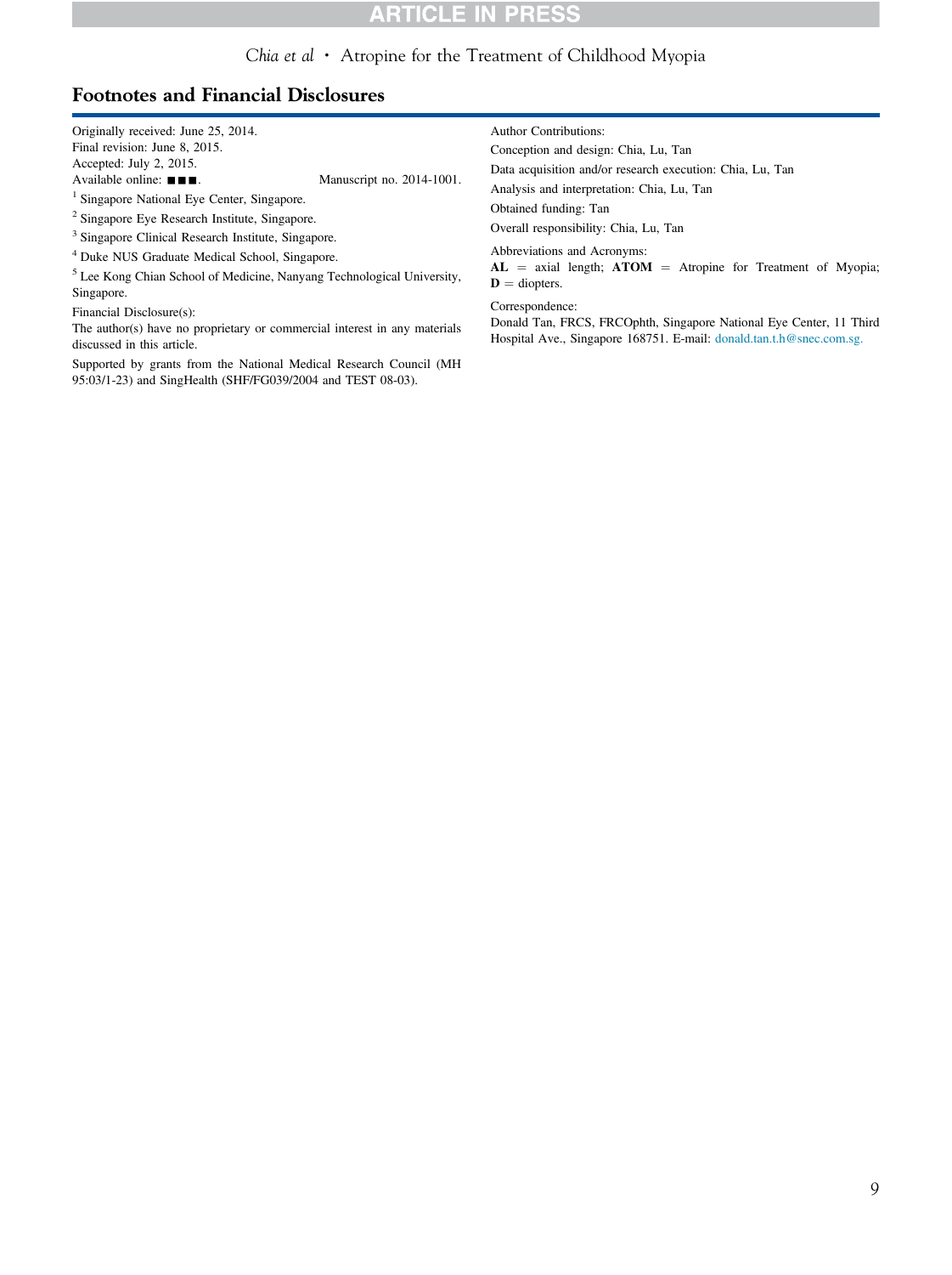## Footnotes and Financial Disclosures

Originally received: June 25, 2014.
Final revision: June 8, 2015.
Accepted: July 2, 2015.
Available online: ■■■. Manuscript no. 2014-1001.

[1] Singapore National Eye Center, Singapore.

[2] Singapore Eye Research Institute, Singapore.

[3] Singapore Clinical Research Institute, Singapore.

[4] Duke NUS Graduate Medical School, Singapore.

[5] Lee Kong Chian School of Medicine, Nanyang Technological University, Singapore.

Financial Disclosure(s):
The author(s) have no proprietary or commercial interest in any materials discussed in this article.

Supported by grants from the National Medical Research Council (MH 95:03/1-23) and SingHealth (SHF/FG039/2004 and TEST 08-03).

Author Contributions:

Conception and design: Chia, Lu, Tan

Data acquisition and/or research execution: Chia, Lu, Tan

Analysis and interpretation: Chia, Lu, Tan

Obtained funding: Tan

Overall responsibility: Chia, Lu, Tan

Abbreviations and Acronyms:
**AL** = axial length; **ATOM** = Atropine for Treatment of Myopia; **D** = diopters.

Correspondence:
Donald Tan, FRCS, FRCOphth, Singapore National Eye Center, 11 Third Hospital Ave., Singapore 168751. E-mail: donald.tan.t.h@snec.com.sg.